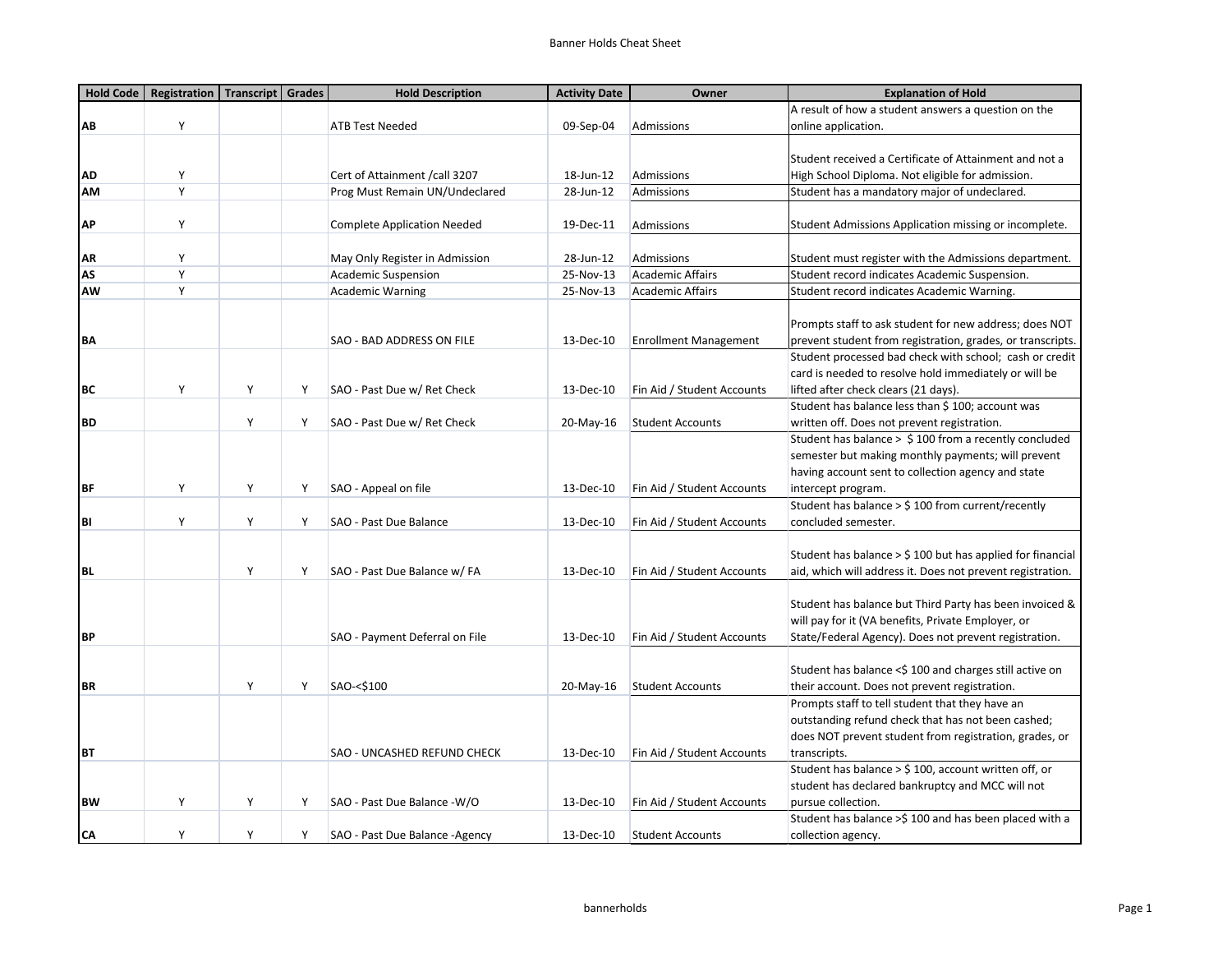# Banner Holds Cheat Sheet

| Hold Code | Registration | Transcript | Grades | Hold Description | Activity Date | Owner | Explanation of Hold |
|---|---|---|---|---|---|---|---|
| AB | Y | | | ATB Test Needed | 09-Sep-04 | Admissions | A result of how a student answers a question on the online application. |
| AD | Y | | | Cert of Attainment /call 3207 | 18-Jun-12 | Admissions | Student received a Certificate of Attainment and not a High School Diploma. Not eligible for admission. |
| AM | Y | | | Prog Must Remain UN/Undeclared | 28-Jun-12 | Admissions | Student has a mandatory major of undeclared. |
| AP | Y | | | Complete Application Needed | 19-Dec-11 | Admissions | Student Admissions Application missing or incomplete. |
| AR | Y | | | May Only Register in Admission | 28-Jun-12 | Admissions | Student must register with the Admissions department. |
| AS | Y | | | Academic Suspension | 25-Nov-13 | Academic Affairs | Student record indicates Academic Suspension. |
| AW | Y | | | Academic Warning | 25-Nov-13 | Academic Affairs | Student record indicates Academic Warning. |
| BA | | | | SAO - BAD ADDRESS ON FILE | 13-Dec-10 | Enrollment Management | Prompts staff to ask student for new address; does NOT prevent student from registration, grades, or transcripts. |
| BC | Y | Y | Y | SAO - Past Due w/ Ret Check | 13-Dec-10 | Fin Aid / Student Accounts | Student processed bad check with school; cash or credit card is needed to resolve hold immediately or will be lifted after check clears (21 days). |
| BD | | Y | Y | SAO - Past Due w/ Ret Check | 20-May-16 | Student Accounts | Student has balance less than $ 100; account was written off. Does not prevent registration. |
| BF | Y | Y | Y | SAO - Appeal on file | 13-Dec-10 | Fin Aid / Student Accounts | Student has balance > $ 100 from a recently concluded semester but making monthly payments; will prevent having account sent to collection agency and state intercept program. |
| BI | Y | Y | Y | SAO - Past Due Balance | 13-Dec-10 | Fin Aid / Student Accounts | Student has balance > $ 100 from current/recently concluded semester. |
| BL | | Y | Y | SAO - Past Due Balance w/ FA | 13-Dec-10 | Fin Aid / Student Accounts | Student has balance > $ 100 but has applied for financial aid, which will address it. Does not prevent registration. |
| BP | | | | SAO - Payment Deferral on File | 13-Dec-10 | Fin Aid / Student Accounts | Student has balance but Third Party has been invoiced & will pay for it (VA benefits, Private Employer, or State/Federal Agency). Does not prevent registration. |
| BR | | Y | Y | SAO-<$100 | 20-May-16 | Student Accounts | Student has balance <$ 100 and charges still active on their account. Does not prevent registration. |
| BT | | | | SAO - UNCASHED REFUND CHECK | 13-Dec-10 | Fin Aid / Student Accounts | Prompts staff to tell student that they have an outstanding refund check that has not been cashed; does NOT prevent student from registration, grades, or transcripts. |
| BW | Y | Y | Y | SAO - Past Due Balance -W/O | 13-Dec-10 | Fin Aid / Student Accounts | Student has balance > $ 100, account written off, or student has declared bankruptcy and MCC will not pursue collection. |
| CA | Y | Y | Y | SAO - Past Due Balance -Agency | 13-Dec-10 | Student Accounts | Student has balance >$ 100 and has been placed with a collection agency. |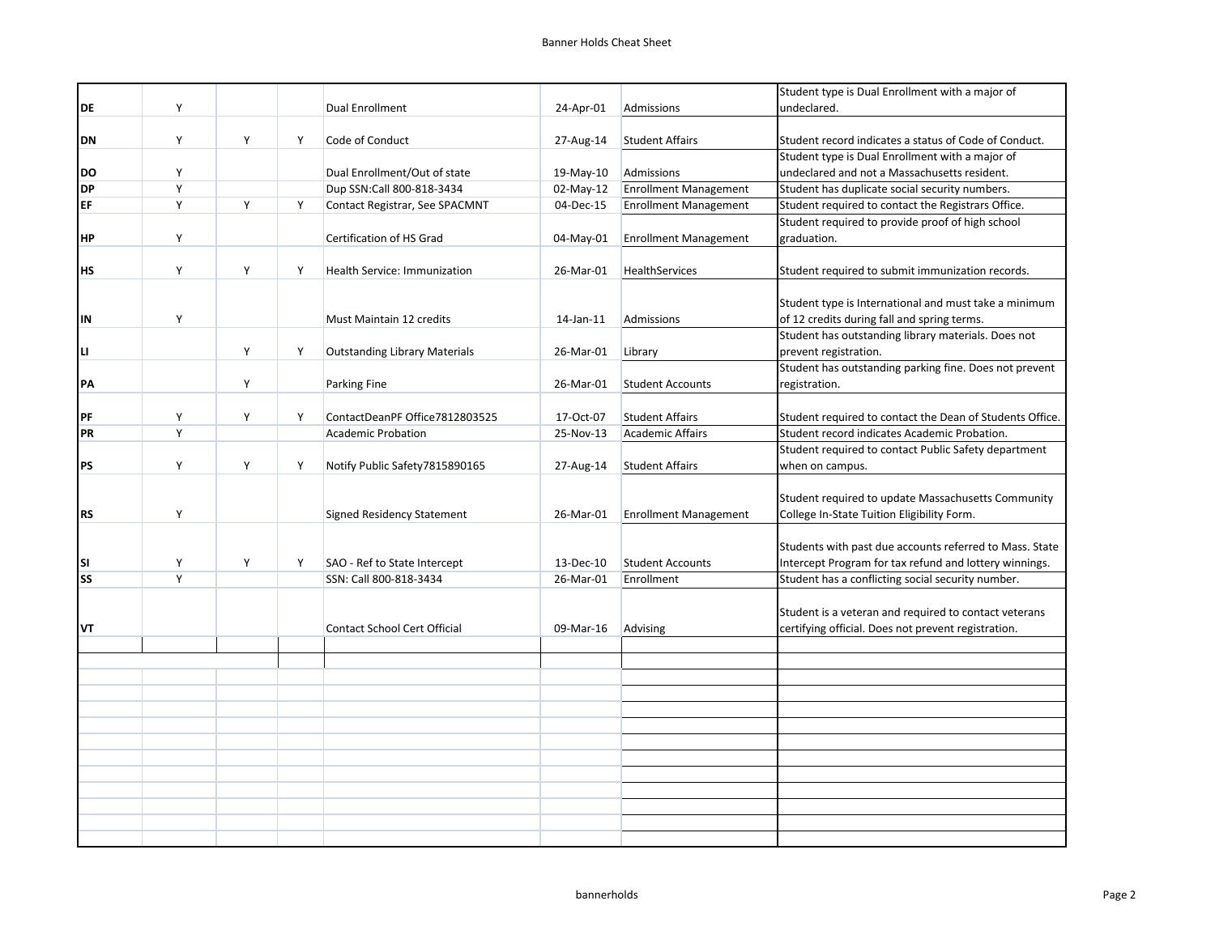| | | | | | | | |
|---|---|---|---|---|---|---|---|
| **DE** | Y | | | Dual Enrollment | 24-Apr-01 | Admissions | Student type is Dual Enrollment with a major of undeclared. |
| **DN** | Y | Y | Y | Code of Conduct | 27-Aug-14 | Student Affairs | Student record indicates a status of Code of Conduct. |
| **DO** | Y | | | Dual Enrollment/Out of state | 19-May-10 | Admissions | Student type is Dual Enrollment with a major of undeclared and not a Massachusetts resident. |
| **DP** | Y | | | Dup SSN:Call 800-818-3434 | 02-May-12 | Enrollment Management | Student has duplicate social security numbers. |
| **EF** | Y | Y | Y | Contact Registrar, See SPACMNT | 04-Dec-15 | Enrollment Management | Student required to contact the Registrars Office. |
| **HP** | Y | | | Certification of HS Grad | 04-May-01 | Enrollment Management | Student required to provide proof of high school graduation. |
| **HS** | Y | Y | Y | Health Service: Immunization | 26-Mar-01 | HealthServices | Student required to submit immunization records. |
| **IN** | Y | | | Must Maintain 12 credits | 14-Jan-11 | Admissions | Student type is International and must take a minimum of 12 credits during fall and spring terms. |
| **LI** | | Y | Y | Outstanding Library Materials | 26-Mar-01 | Library | Student has outstanding library materials. Does not prevent registration. |
| **PA** | | Y | | Parking Fine | 26-Mar-01 | Student Accounts | Student has outstanding parking fine. Does not prevent registration. |
| **PF** | Y | Y | Y | ContactDeanPF Office7812803525 | 17-Oct-07 | Student Affairs | Student required to contact the Dean of Students Office. |
| **PR** | Y | | | Academic Probation | 25-Nov-13 | Academic Affairs | Student record indicates Academic Probation. |
| **PS** | Y | Y | Y | Notify Public Safety7815890165 | 27-Aug-14 | Student Affairs | Student required to contact Public Safety department when on campus. |
| **RS** | Y | | | Signed Residency Statement | 26-Mar-01 | Enrollment Management | Student required to update Massachusetts Community College In-State Tuition Eligibility Form. |
| **SI** | Y | Y | Y | SAO - Ref to State Intercept | 13-Dec-10 | Student Accounts | Students with past due accounts referred to Mass. State Intercept Program for tax refund and lottery winnings. |
| **SS** | Y | | | SSN: Call 800-818-3434 | 26-Mar-01 | Enrollment | Student has a conflicting social security number. |
| **VT** | | | | Contact School Cert Official | 09-Mar-16 | Advising | Student is a veteran and required to contact veterans certifying official. Does not prevent registration. |